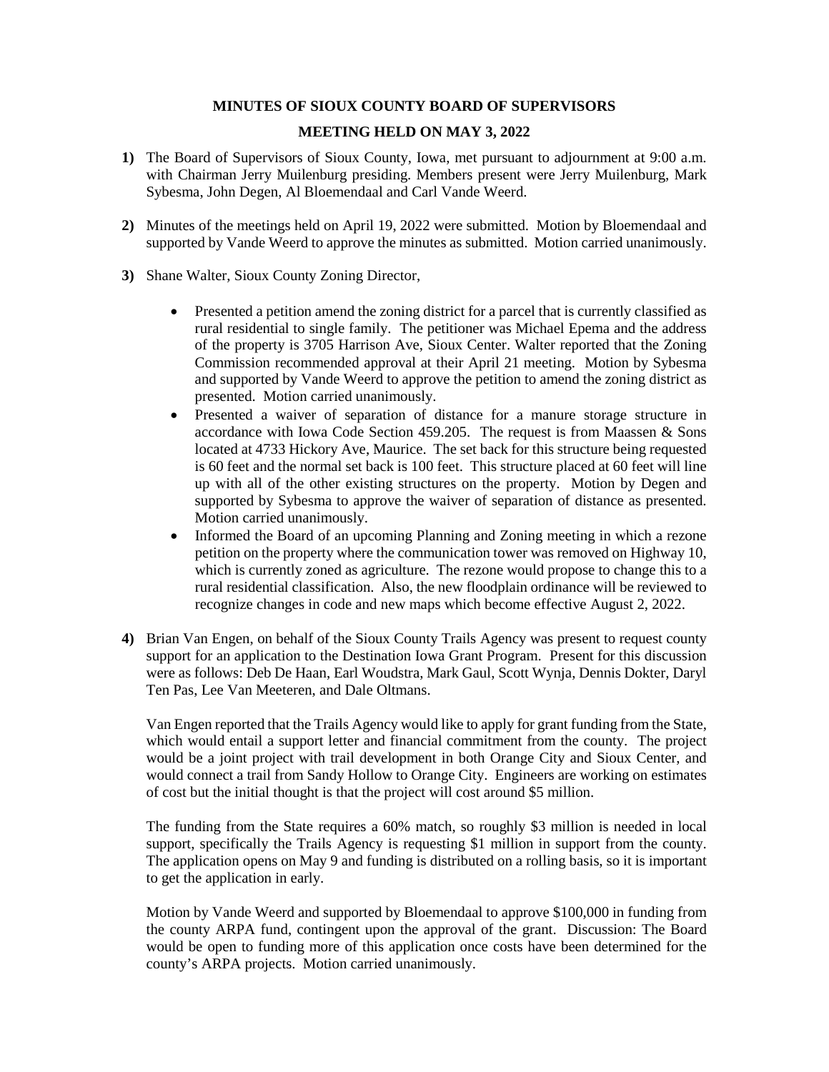**MINUTES OF SIOUX COUNTY BOARD OF SUPERVISORS**

**MEETING HELD ON MAY 3, 2022**

**1)** The Board of Supervisors of Sioux County, Iowa, met pursuant to adjournment at 9:00 a.m. with Chairman Jerry Muilenburg presiding. Members present were Jerry Muilenburg, Mark Sybesma, John Degen, Al Bloemendaal and Carl Vande Weerd.

**2)** Minutes of the meetings held on April 19, 2022 were submitted. Motion by Bloemendaal and supported by Vande Weerd to approve the minutes as submitted. Motion carried unanimously.

**3)** Shane Walter, Sioux County Zoning Director,

- Presented a petition amend the zoning district for a parcel that is currently classified as rural residential to single family. The petitioner was Michael Epema and the address of the property is 3705 Harrison Ave, Sioux Center. Walter reported that the Zoning Commission recommended approval at their April 21 meeting. Motion by Sybesma and supported by Vande Weerd to approve the petition to amend the zoning district as presented. Motion carried unanimously.
- Presented a waiver of separation of distance for a manure storage structure in accordance with Iowa Code Section 459.205. The request is from Maassen & Sons located at 4733 Hickory Ave, Maurice. The set back for this structure being requested is 60 feet and the normal set back is 100 feet. This structure placed at 60 feet will line up with all of the other existing structures on the property. Motion by Degen and supported by Sybesma to approve the waiver of separation of distance as presented. Motion carried unanimously.
- Informed the Board of an upcoming Planning and Zoning meeting in which a rezone petition on the property where the communication tower was removed on Highway 10, which is currently zoned as agriculture. The rezone would propose to change this to a rural residential classification. Also, the new floodplain ordinance will be reviewed to recognize changes in code and new maps which become effective August 2, 2022.

**4)** Brian Van Engen, on behalf of the Sioux County Trails Agency was present to request county support for an application to the Destination Iowa Grant Program. Present for this discussion were as follows: Deb De Haan, Earl Woudstra, Mark Gaul, Scott Wynja, Dennis Dokter, Daryl Ten Pas, Lee Van Meeteren, and Dale Oltmans.

Van Engen reported that the Trails Agency would like to apply for grant funding from the State, which would entail a support letter and financial commitment from the county. The project would be a joint project with trail development in both Orange City and Sioux Center, and would connect a trail from Sandy Hollow to Orange City. Engineers are working on estimates of cost but the initial thought is that the project will cost around $5 million.

The funding from the State requires a 60% match, so roughly $3 million is needed in local support, specifically the Trails Agency is requesting $1 million in support from the county. The application opens on May 9 and funding is distributed on a rolling basis, so it is important to get the application in early.

Motion by Vande Weerd and supported by Bloemendaal to approve $100,000 in funding from the county ARPA fund, contingent upon the approval of the grant. Discussion: The Board would be open to funding more of this application once costs have been determined for the county's ARPA projects. Motion carried unanimously.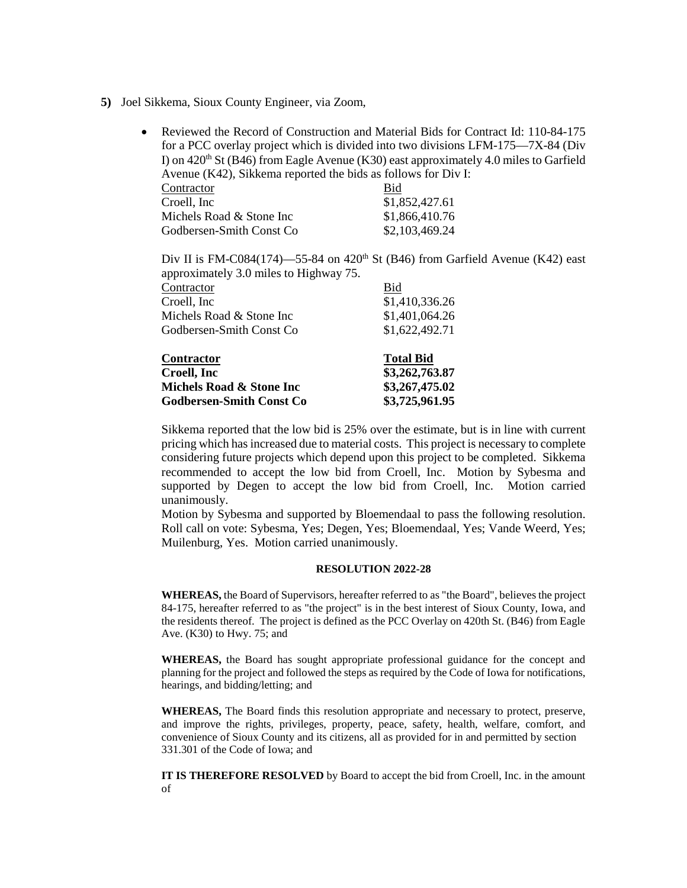**5)** Joel Sikkema, Sioux County Engineer, via Zoom,

- Reviewed the Record of Construction and Material Bids for Contract Id: 110-84-175 for a PCC overlay project which is divided into two divisions LFM-175—7X-84 (Div I) on 420th St (B46) from Eagle Avenue (K30) east approximately 4.0 miles to Garfield Avenue (K42), Sikkema reported the bids as follows for Div I:

| Contractor | Bid |
|---|---|
| Croell, Inc | \$1,852,427.61 |
| Michels Road & Stone Inc | \$1,866,410.76 |
| Godbersen-Smith Const Co | \$2,103,469.24 |

Div II is FM-C084(174)—55-84 on 420th St (B46) from Garfield Avenue (K42) east approximately 3.0 miles to Highway 75.

| Contractor | Bid |
|---|---|
| Croell, Inc | \$1,410,336.26 |
| Michels Road & Stone Inc | \$1,401,064.26 |
| Godbersen-Smith Const Co | \$1,622,492.71 |

| **Contractor** | **Total Bid** |
|---|---|
| **Croell, Inc** | **\$3,262,763.87** |
| **Michels Road & Stone Inc** | **\$3,267,475.02** |
| **Godbersen-Smith Const Co** | **\$3,725,961.95** |

Sikkema reported that the low bid is 25% over the estimate, but is in line with current pricing which has increased due to material costs. This project is necessary to complete considering future projects which depend upon this project to be completed. Sikkema recommended to accept the low bid from Croell, Inc. Motion by Sybesma and supported by Degen to accept the low bid from Croell, Inc. Motion carried unanimously.

Motion by Sybesma and supported by Bloemendaal to pass the following resolution. Roll call on vote: Sybesma, Yes; Degen, Yes; Bloemendaal, Yes; Vande Weerd, Yes; Muilenburg, Yes. Motion carried unanimously.

**RESOLUTION 2022-28**

**WHEREAS,** the Board of Supervisors, hereafter referred to as "the Board", believes the project 84-175, hereafter referred to as "the project" is in the best interest of Sioux County, Iowa, and the residents thereof. The project is defined as the PCC Overlay on 420th St. (B46) from Eagle Ave. (K30) to Hwy. 75; and

**WHEREAS,** the Board has sought appropriate professional guidance for the concept and planning for the project and followed the steps as required by the Code of Iowa for notifications, hearings, and bidding/letting; and

**WHEREAS,** The Board finds this resolution appropriate and necessary to protect, preserve, and improve the rights, privileges, property, peace, safety, health, welfare, comfort, and convenience of Sioux County and its citizens, all as provided for in and permitted by section 331.301 of the Code of Iowa; and

**IT IS THEREFORE RESOLVED** by Board to accept the bid from Croell, Inc. in the amount of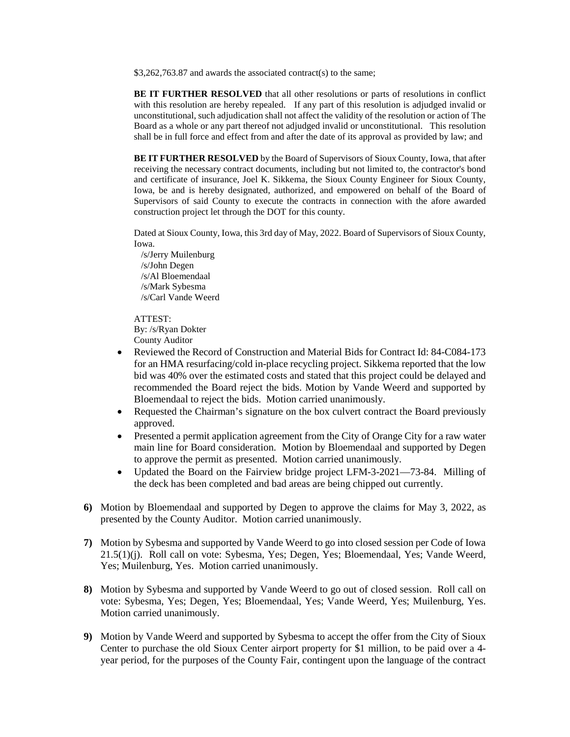$3,262,763.87 and awards the associated contract(s) to the same;

**BE IT FURTHER RESOLVED** that all other resolutions or parts of resolutions in conflict with this resolution are hereby repealed. If any part of this resolution is adjudged invalid or unconstitutional, such adjudication shall not affect the validity of the resolution or action of The Board as a whole or any part thereof not adjudged invalid or unconstitutional. This resolution shall be in full force and effect from and after the date of its approval as provided by law; and

**BE IT FURTHER RESOLVED** by the Board of Supervisors of Sioux County, Iowa, that after receiving the necessary contract documents, including but not limited to, the contractor's bond and certificate of insurance, Joel K. Sikkema, the Sioux County Engineer for Sioux County, Iowa, be and is hereby designated, authorized, and empowered on behalf of the Board of Supervisors of said County to execute the contracts in connection with the afore awarded construction project let through the DOT for this county.

Dated at Sioux County, Iowa, this 3rd day of May, 2022. Board of Supervisors of Sioux County, Iowa.

/s/Jerry Muilenburg
/s/John Degen
/s/Al Bloemendaal
/s/Mark Sybesma
/s/Carl Vande Weerd

ATTEST:
By: /s/Ryan Dokter
County Auditor

- Reviewed the Record of Construction and Material Bids for Contract Id: 84-C084-173 for an HMA resurfacing/cold in-place recycling project. Sikkema reported that the low bid was 40% over the estimated costs and stated that this project could be delayed and recommended the Board reject the bids. Motion by Vande Weerd and supported by Bloemendaal to reject the bids. Motion carried unanimously.
- Requested the Chairman's signature on the box culvert contract the Board previously approved.
- Presented a permit application agreement from the City of Orange City for a raw water main line for Board consideration. Motion by Bloemendaal and supported by Degen to approve the permit as presented. Motion carried unanimously.
- Updated the Board on the Fairview bridge project LFM-3-2021—73-84. Milling of the deck has been completed and bad areas are being chipped out currently.

**6)** Motion by Bloemendaal and supported by Degen to approve the claims for May 3, 2022, as presented by the County Auditor. Motion carried unanimously.

**7)** Motion by Sybesma and supported by Vande Weerd to go into closed session per Code of Iowa 21.5(1)(j). Roll call on vote: Sybesma, Yes; Degen, Yes; Bloemendaal, Yes; Vande Weerd, Yes; Muilenburg, Yes. Motion carried unanimously.

**8)** Motion by Sybesma and supported by Vande Weerd to go out of closed session. Roll call on vote: Sybesma, Yes; Degen, Yes; Bloemendaal, Yes; Vande Weerd, Yes; Muilenburg, Yes. Motion carried unanimously.

**9)** Motion by Vande Weerd and supported by Sybesma to accept the offer from the City of Sioux Center to purchase the old Sioux Center airport property for $1 million, to be paid over a 4-year period, for the purposes of the County Fair, contingent upon the language of the contract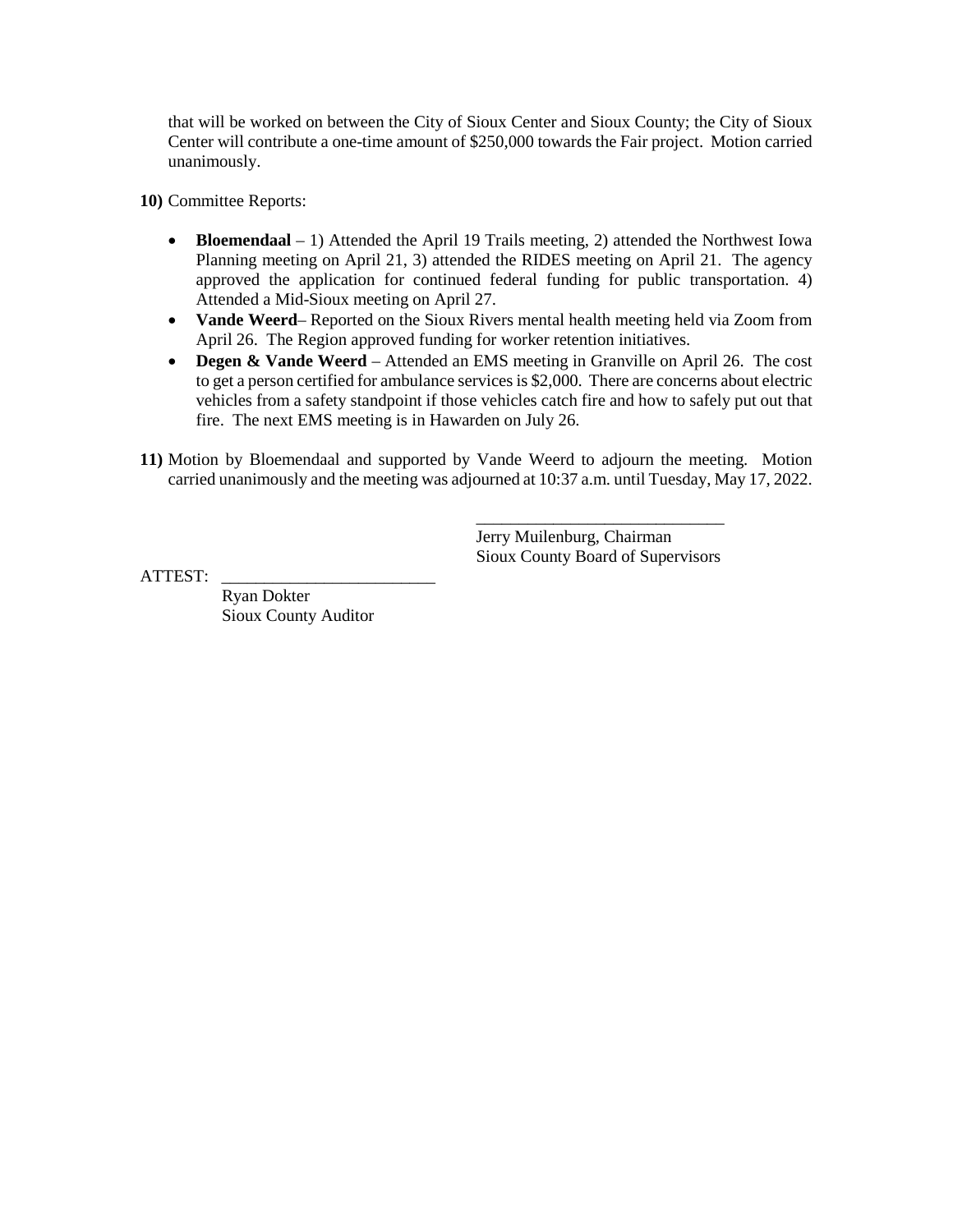that will be worked on between the City of Sioux Center and Sioux County; the City of Sioux Center will contribute a one-time amount of $250,000 towards the Fair project. Motion carried unanimously.

**10)** Committee Reports:

- **Bloemendaal** – 1) Attended the April 19 Trails meeting, 2) attended the Northwest Iowa Planning meeting on April 21, 3) attended the RIDES meeting on April 21. The agency approved the application for continued federal funding for public transportation. 4) Attended a Mid-Sioux meeting on April 27.
- **Vande Weerd**– Reported on the Sioux Rivers mental health meeting held via Zoom from April 26. The Region approved funding for worker retention initiatives.
- **Degen & Vande Weerd** – Attended an EMS meeting in Granville on April 26. The cost to get a person certified for ambulance services is $2,000. There are concerns about electric vehicles from a safety standpoint if those vehicles catch fire and how to safely put out that fire. The next EMS meeting is in Hawarden on July 26.

**11)** Motion by Bloemendaal and supported by Vande Weerd to adjourn the meeting. Motion carried unanimously and the meeting was adjourned at 10:37 a.m. until Tuesday, May 17, 2022.

\_\_\_\_\_\_\_\_\_\_\_\_\_\_\_\_\_\_\_\_\_\_\_\_\_\_\_\_\_\_
Jerry Muilenburg, Chairman
Sioux County Board of Supervisors

ATTEST: \_\_\_\_\_\_\_\_\_\_\_\_\_\_\_\_\_\_\_\_\_\_\_\_\_\_
Ryan Dokter
Sioux County Auditor